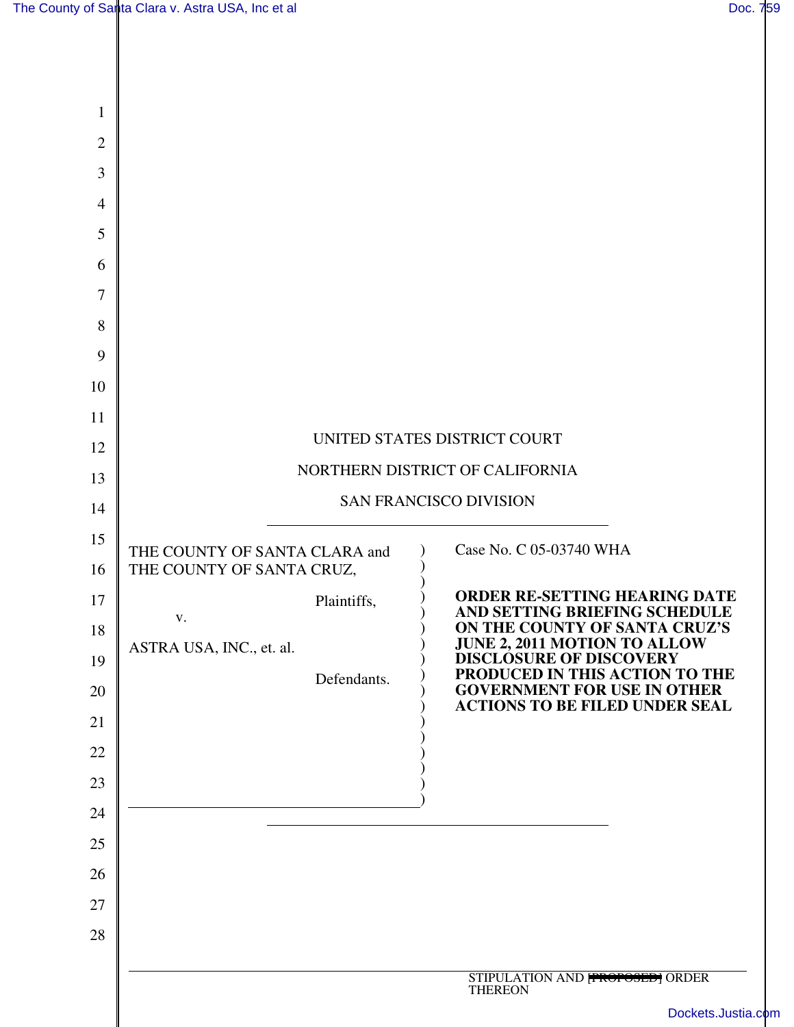UNITED STATES DISTRICT COURT

NORTHERN DISTRICT OF CALIFORNIA

SAN FRANCISCO DIVISION

| | |
|---|---|
| THE COUNTY OF SANTA CLARA and THE COUNTY OF SANTA CRUZ,<br><br>Plaintiffs,<br><br>v.<br><br>ASTRA USA, INC., et. al.<br><br>Defendants. | Case No. C 05-03740 WHA<br><br>**ORDER RE-SETTING HEARING DATE AND SETTING BRIEFING SCHEDULE ON THE COUNTY OF SANTA CRUZ'S JUNE 2, 2011 MOTION TO ALLOW DISCLOSURE OF DISCOVERY PRODUCED IN THIS ACTION TO THE GOVERNMENT FOR USE IN OTHER ACTIONS TO BE FILED UNDER SEAL** |

STIPULATION AND ~~[PROPOSED]~~ ORDER THEREON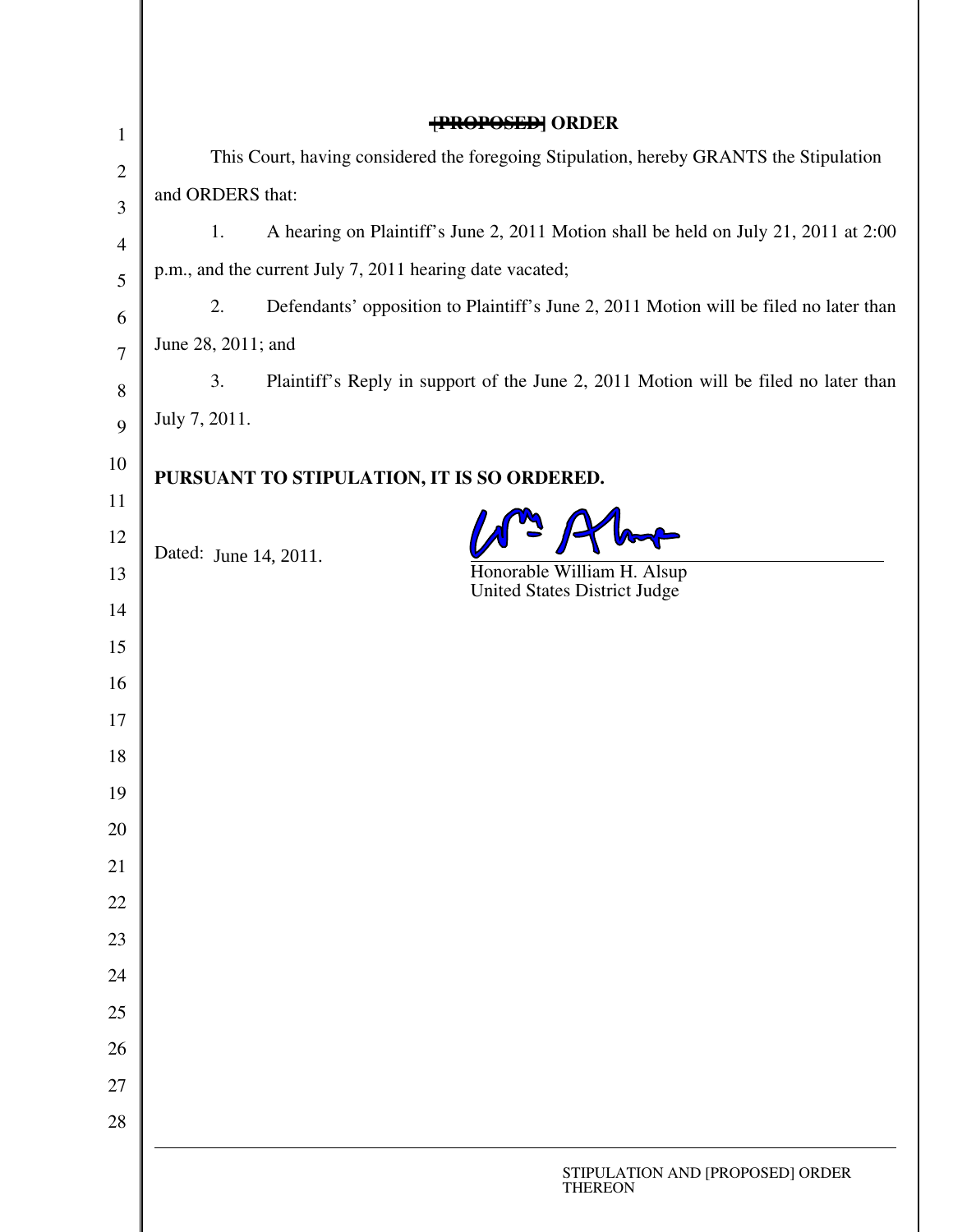**~~[PROPOSED]~~ ORDER**

This Court, having considered the foregoing Stipulation, hereby GRANTS the Stipulation and ORDERS that:

1. A hearing on Plaintiff's June 2, 2011 Motion shall be held on July 21, 2011 at 2:00 p.m., and the current July 7, 2011 hearing date vacated;

2. Defendants' opposition to Plaintiff's June 2, 2011 Motion will be filed no later than June 28, 2011; and

3. Plaintiff's Reply in support of the June 2, 2011 Motion will be filed no later than July 7, 2011.

**PURSUANT TO STIPULATION, IT IS SO ORDERED.**

Dated: June 14, 2011.

Honorable William H. Alsup
United States District Judge